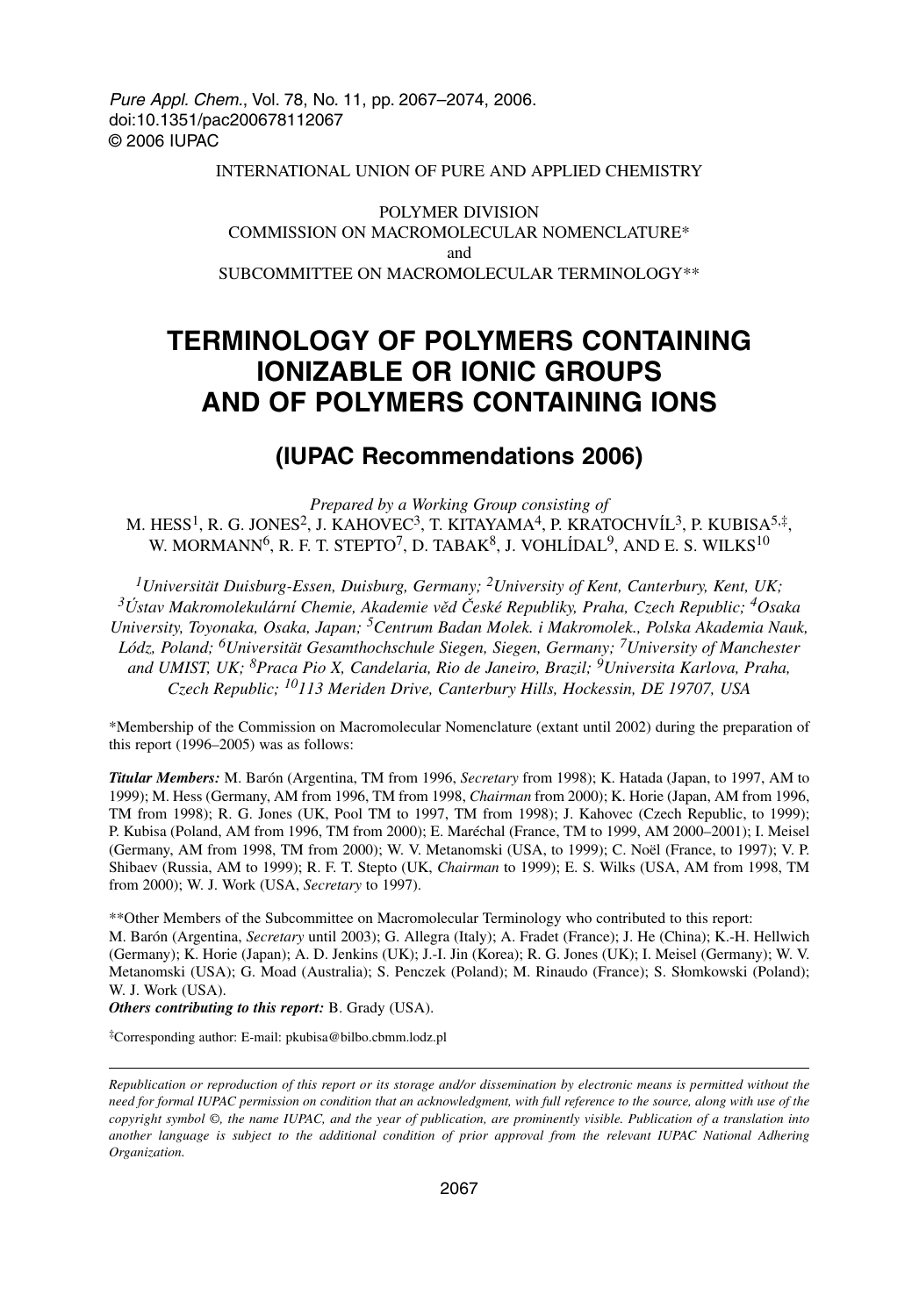Pure Appl. Chem., Vol. 78, No. 11, pp. 2067–2074, 2006.
doi:10.1351/pac200678112067
© 2006 IUPAC

INTERNATIONAL UNION OF PURE AND APPLIED CHEMISTRY

POLYMER DIVISION
COMMISSION ON MACROMOLECULAR NOMENCLATURE*
and
SUBCOMMITTEE ON MACROMOLECULAR TERMINOLOGY**

# TERMINOLOGY OF POLYMERS CONTAINING IONIZABLE OR IONIC GROUPS AND OF POLYMERS CONTAINING IONS

## (IUPAC Recommendations 2006)

*Prepared by a Working Group consisting of*
M. HESS[1], R. G. JONES[2], J. KAHOVEC[3], T. KITAYAMA[4], P. KRATOCHVÍL[3], P. KUBISA[5,‡], W. MORMANN[6], R. F. T. STEPTO[7], D. TABAK[8], J. VOHLÍDAL[9], AND E. S. WILKS[10]

*[1]Universität Duisburg-Essen, Duisburg, Germany; [2]University of Kent, Canterbury, Kent, UK; [3]Ústav Makromolekulární Chemie, Akademie věd České Republiky, Praha, Czech Republic; [4]Osaka University, Toyonaka, Osaka, Japan; [5]Centrum Badan Molek. i Makromolek., Polska Akademia Nauk, Lódz, Poland; [6]Universität Gesamthochschule Siegen, Siegen, Germany; [7]University of Manchester and UMIST, UK; [8]Praca Pio X, Candelaria, Rio de Janeiro, Brazil; [9]Universita Karlova, Praha, Czech Republic; [10]113 Meriden Drive, Canterbury Hills, Hockessin, DE 19707, USA*

*Membership of the Commission on Macromolecular Nomenclature (extant until 2002) during the preparation of this report (1996–2005) was as follows:

***Titular Members:*** M. Barón (Argentina, TM from 1996, *Secretary* from 1998); K. Hatada (Japan, to 1997, AM to 1999); M. Hess (Germany, AM from 1996, TM from 1998, *Chairman* from 2000); K. Horie (Japan, AM from 1996, TM from 1998); R. G. Jones (UK, Pool TM to 1997, TM from 1998); J. Kahovec (Czech Republic, to 1999); P. Kubisa (Poland, AM from 1996, TM from 2000); E. Maréchal (France, TM to 1999, AM 2000–2001); I. Meisel (Germany, AM from 1998, TM from 2000); W. V. Metanomski (USA, to 1999); C. Noël (France, to 1997); V. P. Shibaev (Russia, AM to 1999); R. F. T. Stepto (UK, *Chairman* to 1999); E. S. Wilks (USA, AM from 1998, TM from 2000); W. J. Work (USA, *Secretary* to 1997).

**Other Members of the Subcommittee on Macromolecular Terminology who contributed to this report:
M. Barón (Argentina, *Secretary* until 2003); G. Allegra (Italy); A. Fradet (France); J. He (China); K.-H. Hellwich (Germany); K. Horie (Japan); A. D. Jenkins (UK); J.-I. Jin (Korea); R. G. Jones (UK); I. Meisel (Germany); W. V. Metanomski (USA); G. Moad (Australia); S. Penczek (Poland); M. Rinaudo (France); S. Słomkowski (Poland); W. J. Work (USA).
***Others contributing to this report:*** B. Grady (USA).

‡Corresponding author: E-mail: pkubisa@bilbo.cbmm.lodz.pl

*Republication or reproduction of this report or its storage and/or dissemination by electronic means is permitted without the need for formal IUPAC permission on condition that an acknowledgment, with full reference to the source, along with use of the copyright symbol ©, the name IUPAC, and the year of publication, are prominently visible. Publication of a translation into another language is subject to the additional condition of prior approval from the relevant IUPAC National Adhering Organization.*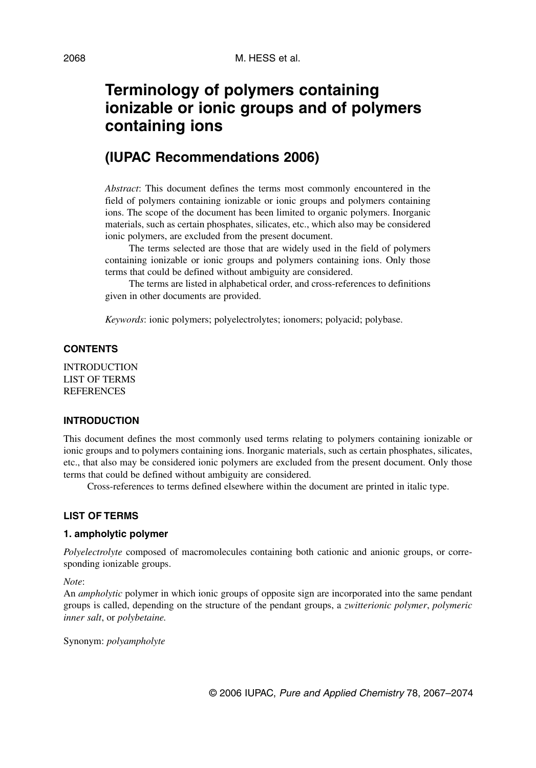# Terminology of polymers containing ionizable or ionic groups and of polymers containing ions

## (IUPAC Recommendations 2006)

*Abstract*: This document defines the terms most commonly encountered in the field of polymers containing ionizable or ionic groups and polymers containing ions. The scope of the document has been limited to organic polymers. Inorganic materials, such as certain phosphates, silicates, etc., which also may be considered ionic polymers, are excluded from the present document.

The terms selected are those that are widely used in the field of polymers containing ionizable or ionic groups and polymers containing ions. Only those terms that could be defined without ambiguity are considered.

The terms are listed in alphabetical order, and cross-references to definitions given in other documents are provided.

*Keywords*: ionic polymers; polyelectrolytes; ionomers; polyacid; polybase.

### CONTENTS

INTRODUCTION
LIST OF TERMS
REFERENCES

### INTRODUCTION

This document defines the most commonly used terms relating to polymers containing ionizable or ionic groups and to polymers containing ions. Inorganic materials, such as certain phosphates, silicates, etc., that also may be considered ionic polymers are excluded from the present document. Only those terms that could be defined without ambiguity are considered.

Cross-references to terms defined elsewhere within the document are printed in italic type.

### LIST OF TERMS

#### 1. ampholytic polymer

*Polyelectrolyte* composed of macromolecules containing both cationic and anionic groups, or corresponding ionizable groups.

*Note*:
An *ampholytic* polymer in which ionic groups of opposite sign are incorporated into the same pendant groups is called, depending on the structure of the pendant groups, a *zwitterionic polymer*, *polymeric inner salt*, or *polybetaine.*

Synonym: *polyampholyte*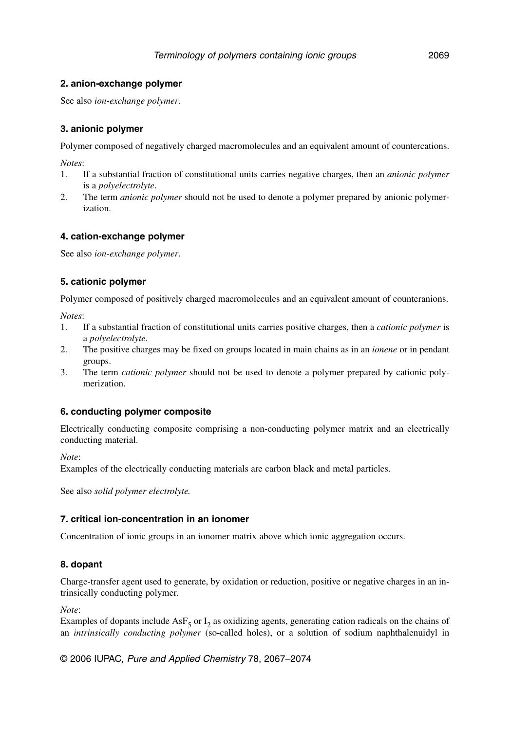### 2. anion-exchange polymer

See also *ion-exchange polymer*.

### 3. anionic polymer

Polymer composed of negatively charged macromolecules and an equivalent amount of countercations.

*Notes*:

1. If a substantial fraction of constitutional units carries negative charges, then an *anionic polymer* is a *polyelectrolyte*.
2. The term *anionic polymer* should not be used to denote a polymer prepared by anionic polymerization.

### 4. cation-exchange polymer

See also *ion-exchange polymer*.

### 5. cationic polymer

Polymer composed of positively charged macromolecules and an equivalent amount of counteranions.

*Notes*:

1. If a substantial fraction of constitutional units carries positive charges, then a *cationic polymer* is a *polyelectrolyte*.
2. The positive charges may be fixed on groups located in main chains as in an *ionene* or in pendant groups.
3. The term *cationic polymer* should not be used to denote a polymer prepared by cationic polymerization.

### 6. conducting polymer composite

Electrically conducting composite comprising a non-conducting polymer matrix and an electrically conducting material.

*Note*:

Examples of the electrically conducting materials are carbon black and metal particles.

See also *solid polymer electrolyte.*

### 7. critical ion-concentration in an ionomer

Concentration of ionic groups in an ionomer matrix above which ionic aggregation occurs.

### 8. dopant

Charge-transfer agent used to generate, by oxidation or reduction, positive or negative charges in an intrinsically conducting polymer.

*Note*:

Examples of dopants include $AsF_5$ or $I_2$ as oxidizing agents, generating cation radicals on the chains of an *intrinsically conducting polymer* (so-called holes), or a solution of sodium naphthalenuidyl in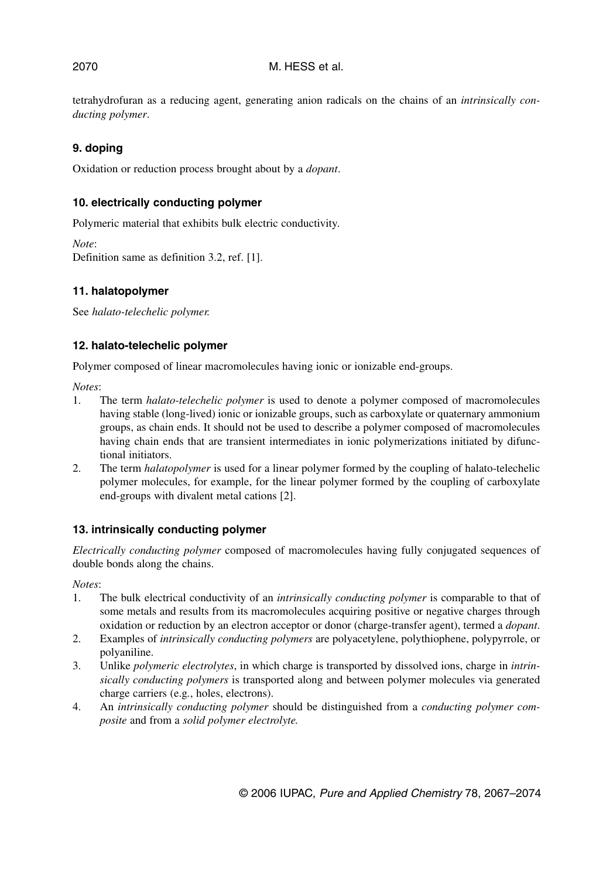tetrahydrofuran as a reducing agent, generating anion radicals on the chains of an *intrinsically conducting polymer*.

### 9. doping

Oxidation or reduction process brought about by a *dopant*.

### 10. electrically conducting polymer

Polymeric material that exhibits bulk electric conductivity.

*Note*:
Definition same as definition 3.2, ref. [1].

### 11. halatopolymer

See *halato-telechelic polymer.*

### 12. halato-telechelic polymer

Polymer composed of linear macromolecules having ionic or ionizable end-groups.

*Notes*:

1. The term *halato-telechelic polymer* is used to denote a polymer composed of macromolecules having stable (long-lived) ionic or ionizable groups, such as carboxylate or quaternary ammonium groups, as chain ends. It should not be used to describe a polymer composed of macromolecules having chain ends that are transient intermediates in ionic polymerizations initiated by difunctional initiators.
2. The term *halatopolymer* is used for a linear polymer formed by the coupling of halato-telechelic polymer molecules, for example, for the linear polymer formed by the coupling of carboxylate end-groups with divalent metal cations [2].

### 13. intrinsically conducting polymer

*Electrically conducting polymer* composed of macromolecules having fully conjugated sequences of double bonds along the chains.

*Notes*:

1. The bulk electrical conductivity of an *intrinsically conducting polymer* is comparable to that of some metals and results from its macromolecules acquiring positive or negative charges through oxidation or reduction by an electron acceptor or donor (charge-transfer agent), termed a *dopant*.
2. Examples of *intrinsically conducting polymers* are polyacetylene, polythiophene, polypyrrole, or polyaniline.
3. Unlike *polymeric electrolytes*, in which charge is transported by dissolved ions, charge in *intrinsically conducting polymers* is transported along and between polymer molecules via generated charge carriers (e.g., holes, electrons).
4. An *intrinsically conducting polymer* should be distinguished from a *conducting polymer composite* and from a *solid polymer electrolyte.*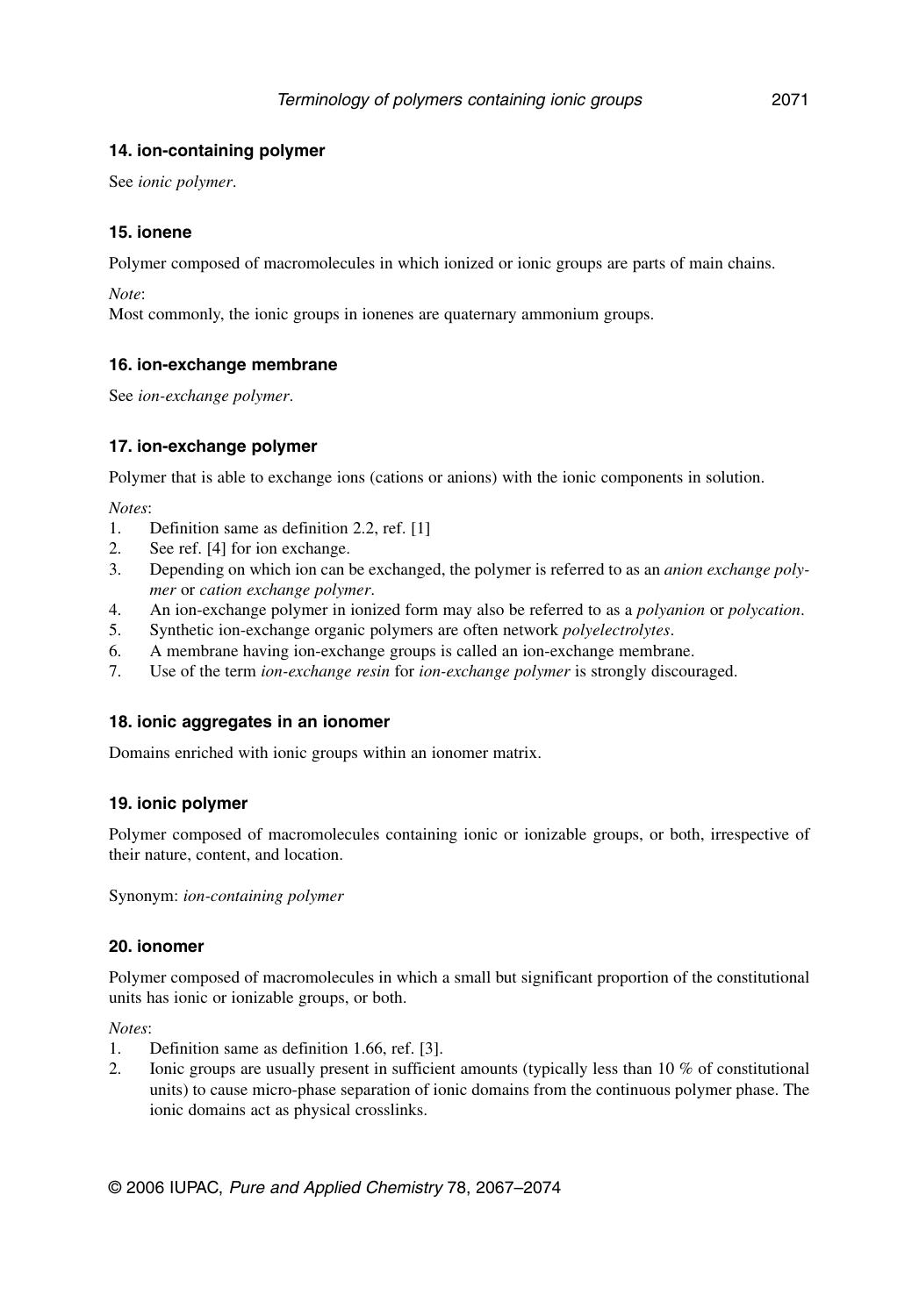### 14. ion-containing polymer

See *ionic polymer*.

### 15. ionene

Polymer composed of macromolecules in which ionized or ionic groups are parts of main chains.

*Note*:
Most commonly, the ionic groups in ionenes are quaternary ammonium groups.

### 16. ion-exchange membrane

See *ion-exchange polymer*.

### 17. ion-exchange polymer

Polymer that is able to exchange ions (cations or anions) with the ionic components in solution.

*Notes*:

1. Definition same as definition 2.2, ref. [1]
2. See ref. [4] for ion exchange.
3. Depending on which ion can be exchanged, the polymer is referred to as an *anion exchange polymer* or *cation exchange polymer*.
4. An ion-exchange polymer in ionized form may also be referred to as a *polyanion* or *polycation*.
5. Synthetic ion-exchange organic polymers are often network *polyelectrolytes*.
6. A membrane having ion-exchange groups is called an ion-exchange membrane.
7. Use of the term *ion-exchange resin* for *ion-exchange polymer* is strongly discouraged.

### 18. ionic aggregates in an ionomer

Domains enriched with ionic groups within an ionomer matrix.

### 19. ionic polymer

Polymer composed of macromolecules containing ionic or ionizable groups, or both, irrespective of their nature, content, and location.

Synonym: *ion-containing polymer*

### 20. ionomer

Polymer composed of macromolecules in which a small but significant proportion of the constitutional units has ionic or ionizable groups, or both.

*Notes*:

1. Definition same as definition 1.66, ref. [3].
2. Ionic groups are usually present in sufficient amounts (typically less than 10 % of constitutional units) to cause micro-phase separation of ionic domains from the continuous polymer phase. The ionic domains act as physical crosslinks.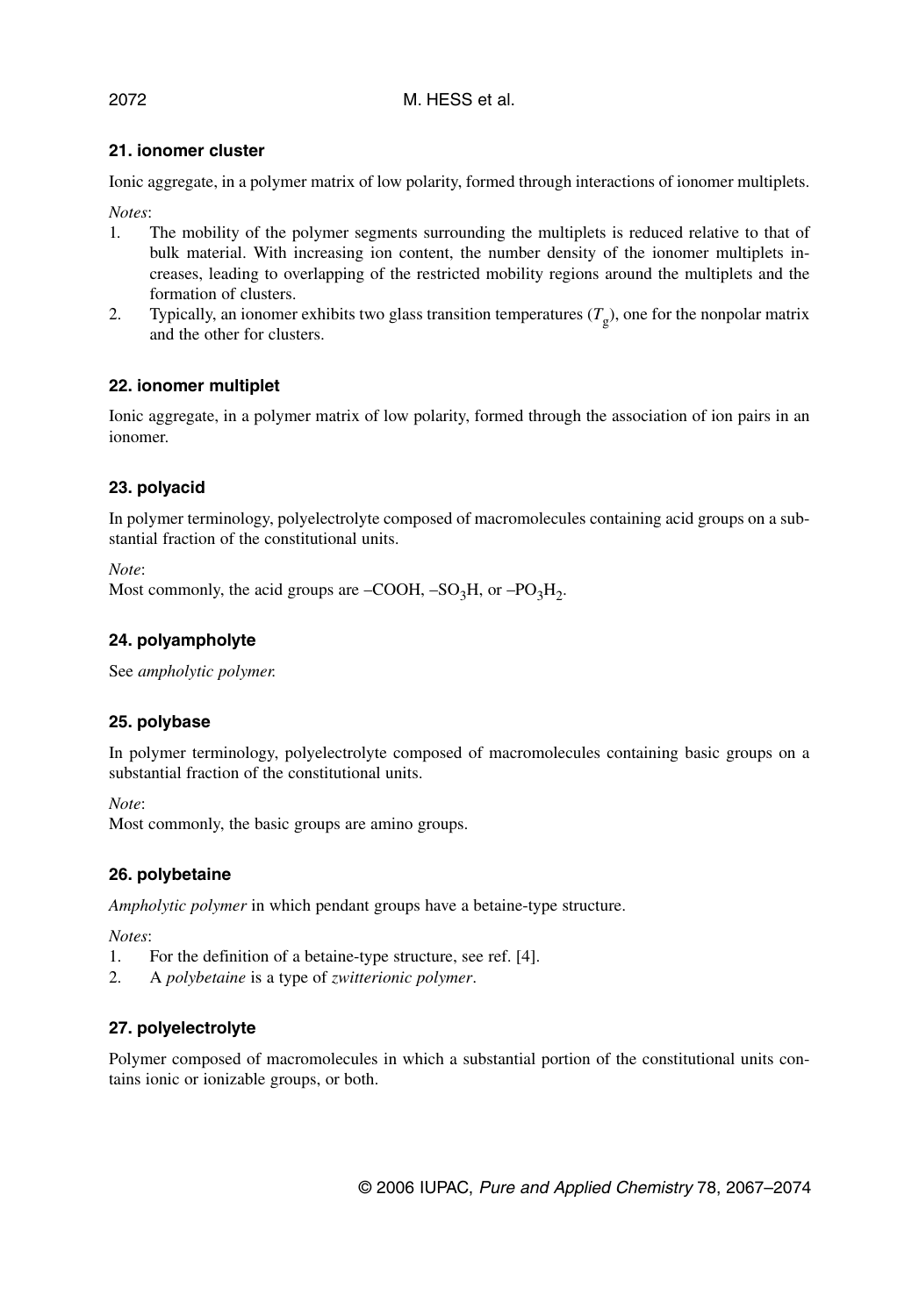### 21. ionomer cluster

Ionic aggregate, in a polymer matrix of low polarity, formed through interactions of ionomer multiplets.

*Notes*:

1. The mobility of the polymer segments surrounding the multiplets is reduced relative to that of bulk material. With increasing ion content, the number density of the ionomer multiplets increases, leading to overlapping of the restricted mobility regions around the multiplets and the formation of clusters.
2. Typically, an ionomer exhibits two glass transition temperatures ($T_g$), one for the nonpolar matrix and the other for clusters.

### 22. ionomer multiplet

Ionic aggregate, in a polymer matrix of low polarity, formed through the association of ion pairs in an ionomer.

### 23. polyacid

In polymer terminology, polyelectrolyte composed of macromolecules containing acid groups on a substantial fraction of the constitutional units.

*Note*:
Most commonly, the acid groups are $–COOH$, $–SO_3H$, or $–PO_3H_2$.

### 24. polyampholyte

See *ampholytic polymer.*

### 25. polybase

In polymer terminology, polyelectrolyte composed of macromolecules containing basic groups on a substantial fraction of the constitutional units.

*Note*:
Most commonly, the basic groups are amino groups.

### 26. polybetaine

*Ampholytic polymer* in which pendant groups have a betaine-type structure.

*Notes*:

1. For the definition of a betaine-type structure, see ref. [4].
2. A *polybetaine* is a type of *zwitterionic polymer*.

### 27. polyelectrolyte

Polymer composed of macromolecules in which a substantial portion of the constitutional units contains ionic or ionizable groups, or both.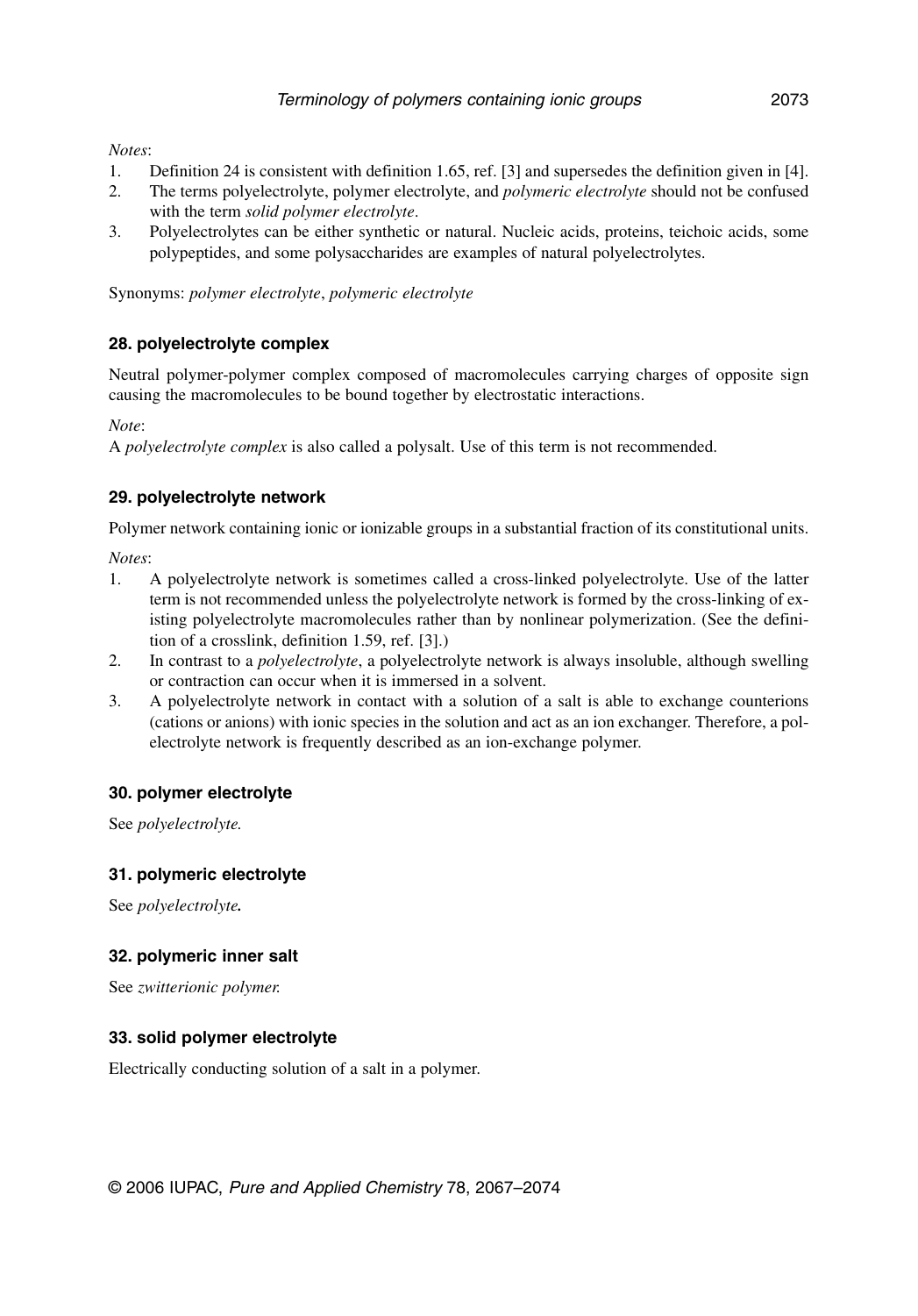*Notes*:

1. Definition 24 is consistent with definition 1.65, ref. [3] and supersedes the definition given in [4].
2. The terms polyelectrolyte, polymer electrolyte, and *polymeric electrolyte* should not be confused with the term *solid polymer electrolyte*.
3. Polyelectrolytes can be either synthetic or natural. Nucleic acids, proteins, teichoic acids, some polypeptides, and some polysaccharides are examples of natural polyelectrolytes.

Synonyms: *polymer electrolyte*, *polymeric electrolyte*

### 28. polyelectrolyte complex

Neutral polymer-polymer complex composed of macromolecules carrying charges of opposite sign causing the macromolecules to be bound together by electrostatic interactions.

*Note*:
A *polyelectrolyte complex* is also called a polysalt. Use of this term is not recommended.

### 29. polyelectrolyte network

Polymer network containing ionic or ionizable groups in a substantial fraction of its constitutional units.

*Notes*:

1. A polyelectrolyte network is sometimes called a cross-linked polyelectrolyte. Use of the latter term is not recommended unless the polyelectrolyte network is formed by the cross-linking of existing polyelectrolyte macromolecules rather than by nonlinear polymerization. (See the definition of a crosslink, definition 1.59, ref. [3].)
2. In contrast to a *polyelectrolyte*, a polyelectrolyte network is always insoluble, although swelling or contraction can occur when it is immersed in a solvent.
3. A polyelectrolyte network in contact with a solution of a salt is able to exchange counterions (cations or anions) with ionic species in the solution and act as an ion exchanger. Therefore, a polelectrolyte network is frequently described as an ion-exchange polymer.

### 30. polymer electrolyte

See *polyelectrolyte.*

### 31. polymeric electrolyte

See *polyelectrolyte.*

### 32. polymeric inner salt

See *zwitterionic polymer.*

### 33. solid polymer electrolyte

Electrically conducting solution of a salt in a polymer.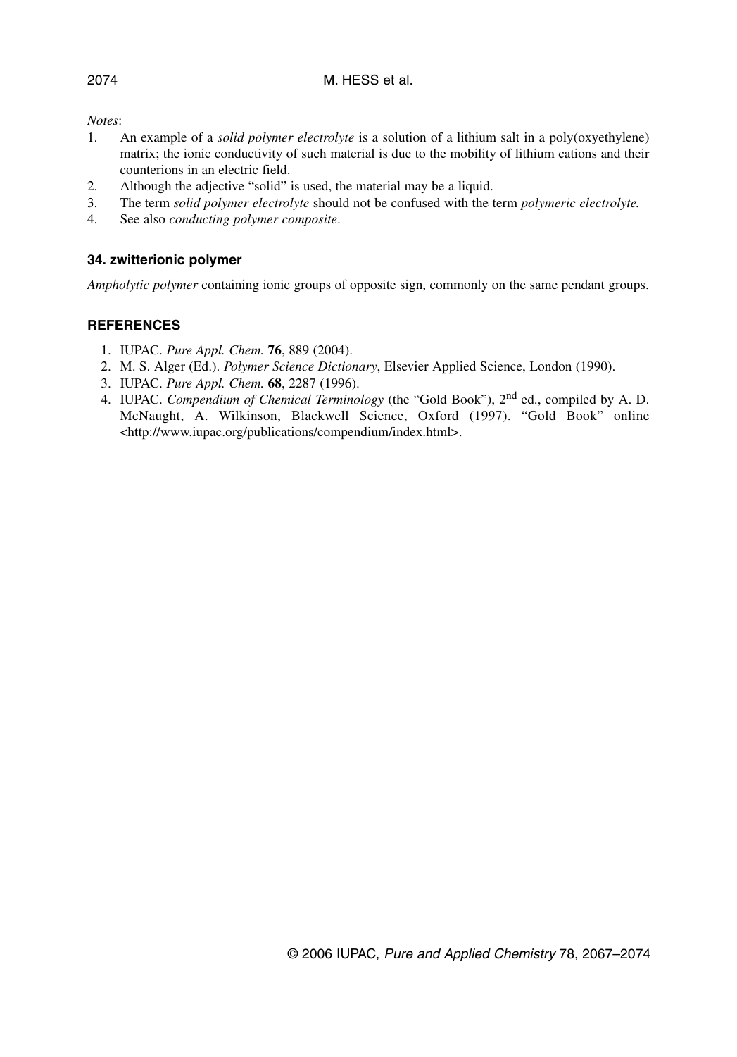*Notes*:

1. An example of a *solid polymer electrolyte* is a solution of a lithium salt in a poly(oxyethylene) matrix; the ionic conductivity of such material is due to the mobility of lithium cations and their counterions in an electric field.
2. Although the adjective "solid" is used, the material may be a liquid.
3. The term *solid polymer electrolyte* should not be confused with the term *polymeric electrolyte.*
4. See also *conducting polymer composite*.

### 34. zwitterionic polymer

*Ampholytic polymer* containing ionic groups of opposite sign, commonly on the same pendant groups.

## REFERENCES

1. IUPAC. *Pure Appl. Chem.* **76**, 889 (2004).
2. M. S. Alger (Ed.). *Polymer Science Dictionary*, Elsevier Applied Science, London (1990).
3. IUPAC. *Pure Appl. Chem.* **68**, 2287 (1996).
4. IUPAC. *Compendium of Chemical Terminology* (the "Gold Book"), 2nd ed., compiled by A. D. McNaught, A. Wilkinson, Blackwell Science, Oxford (1997). "Gold Book" online <http://www.iupac.org/publications/compendium/index.html>.